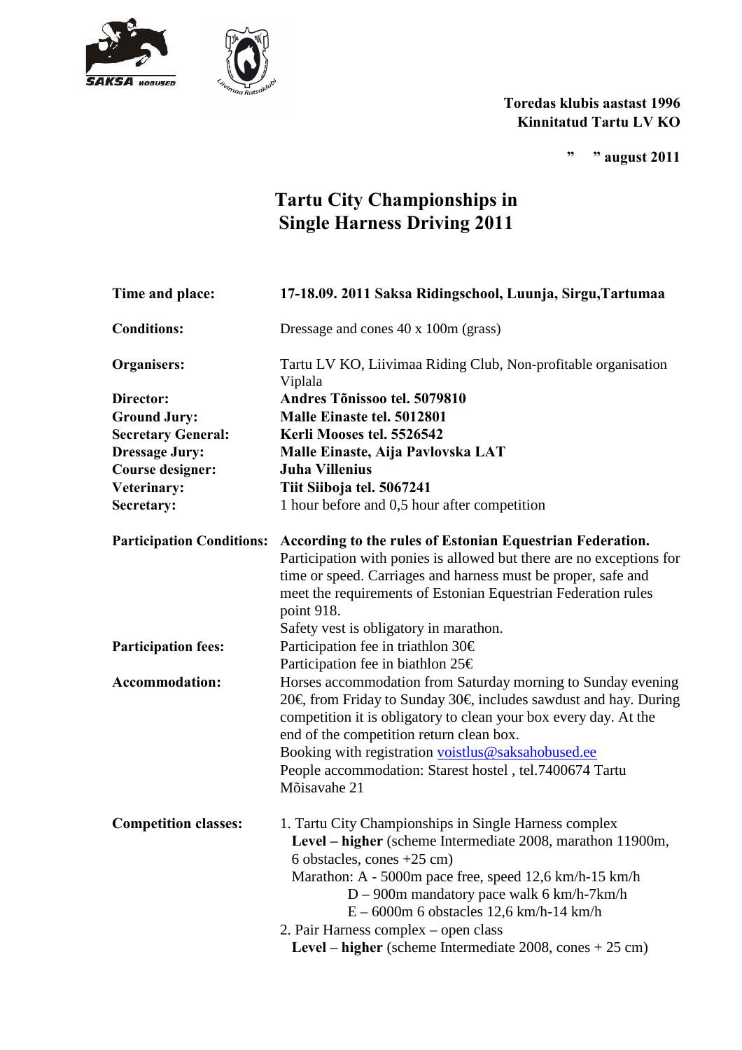Toredas klubis aastast 1996
Kinnitatud Tartu LV KO

” ” august 2011

# Tartu City Championships in Single Harness Driving 2011

**Time and place:** **17-18.09. 2011 Saksa Ridingschool, Luunja, Sirgu,Tartumaa**

**Conditions:** Dressage and cones 40 x 100m (grass)

**Organisers:** Tartu LV KO, Liivimaa Riding Club, Non-profitable organisation Viplala

**Director:** **Andres Tõnissoo tel. 5079810**

**Ground Jury:** **Malle Einaste tel. 5012801**

**Secretary General:** **Kerli Mooses tel. 5526542**

**Dressage Jury:** **Malle Einaste, Aija Pavlovska LAT**

**Course designer:** **Juha Villenius**

**Veterinary:** **Tiit Siiboja tel. 5067241**

**Secretary:** 1 hour before and 0,5 hour after competition

**Participation Conditions:** **According to the rules of Estonian Equestrian Federation.** Participation with ponies is allowed but there are no exceptions for time or speed. Carriages and harness must be proper, safe and meet the requirements of Estonian Equestrian Federation rules point 918.
Safety vest is obligatory in marathon.

**Participation fees:** Participation fee in triathlon 30€
Participation fee in biathlon 25€

**Accommodation:** Horses accommodation from Saturday morning to Sunday evening 20€, from Friday to Sunday 30€, includes sawdust and hay. During competition it is obligatory to clean your box every day. At the end of the competition return clean box.
Booking with registration voistlus@saksahobused.ee
People accommodation: Starest hostel , tel.7400674 Tartu Mõisavahe 21

**Competition classes:**

1. Tartu City Championships in Single Harness complex
   **Level – higher** (scheme Intermediate 2008, marathon 11900m, 6 obstacles, cones +25 cm)
   Marathon: A - 5000m pace free, speed 12,6 km/h-15 km/h
   D – 900m mandatory pace walk 6 km/h-7km/h
   E – 6000m 6 obstacles 12,6 km/h-14 km/h
2. Pair Harness complex – open class
   **Level – higher** (scheme Intermediate 2008, cones + 25 cm)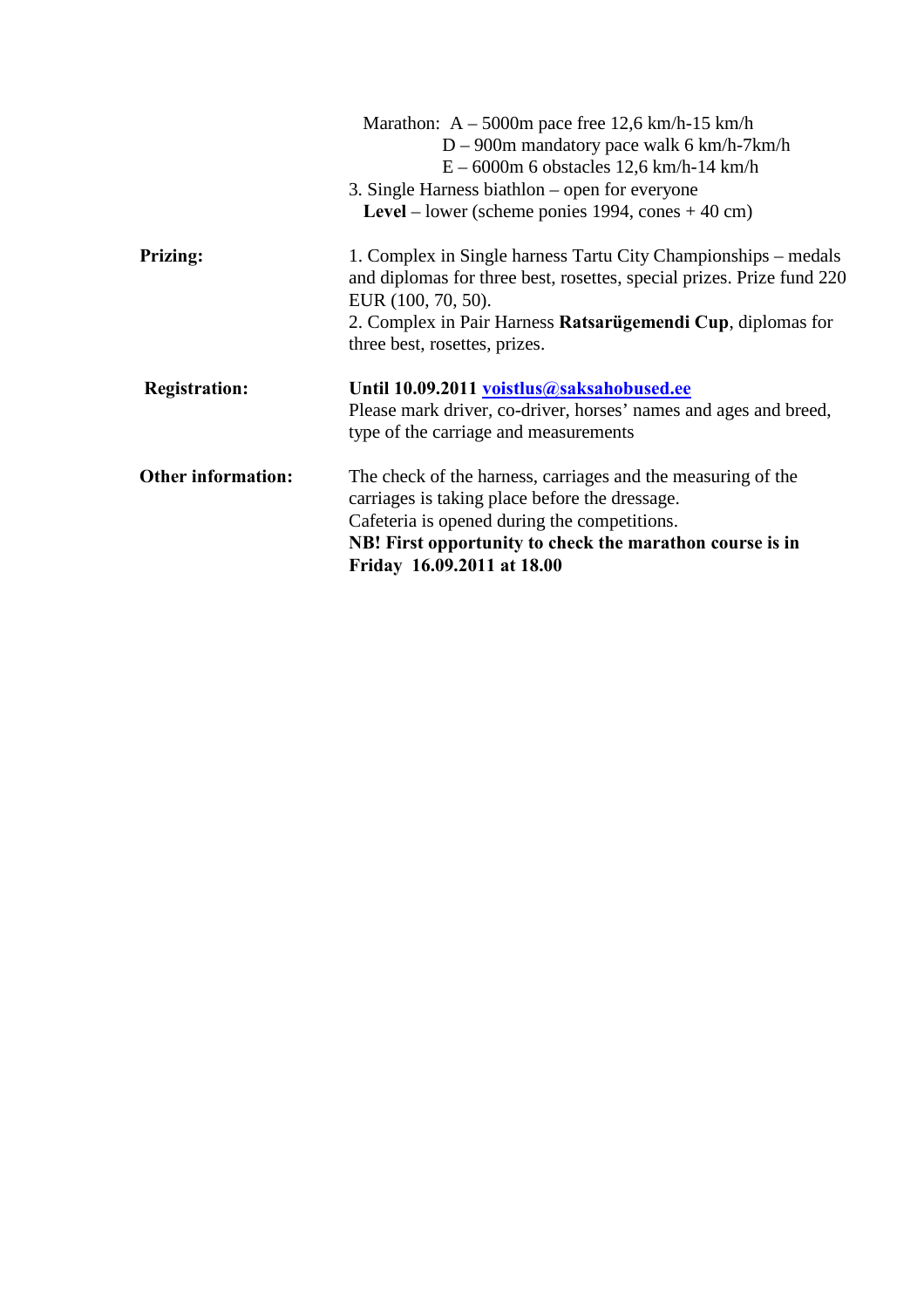Marathon: A – 5000m pace free 12,6 km/h-15 km/h
D – 900m mandatory pace walk 6 km/h-7km/h
E – 6000m 6 obstacles 12,6 km/h-14 km/h

3. Single Harness biathlon – open for everyone
**Level** – lower (scheme ponies 1994, cones + 40 cm)

**Prizing:**

1. Complex in Single harness Tartu City Championships – medals and diplomas for three best, rosettes, special prizes. Prize fund 220 EUR (100, 70, 50).
2. Complex in Pair Harness **Ratsarügemendi Cup**, diplomas for three best, rosettes, prizes.

**Registration:**

**Until 10.09.2011 voistlus@saksahobused.ee**
Please mark driver, co-driver, horses' names and ages and breed, type of the carriage and measurements

**Other information:**

The check of the harness, carriages and the measuring of the carriages is taking place before the dressage.
Cafeteria is opened during the competitions.
**NB! First opportunity to check the marathon course is in Friday 16.09.2011 at 18.00**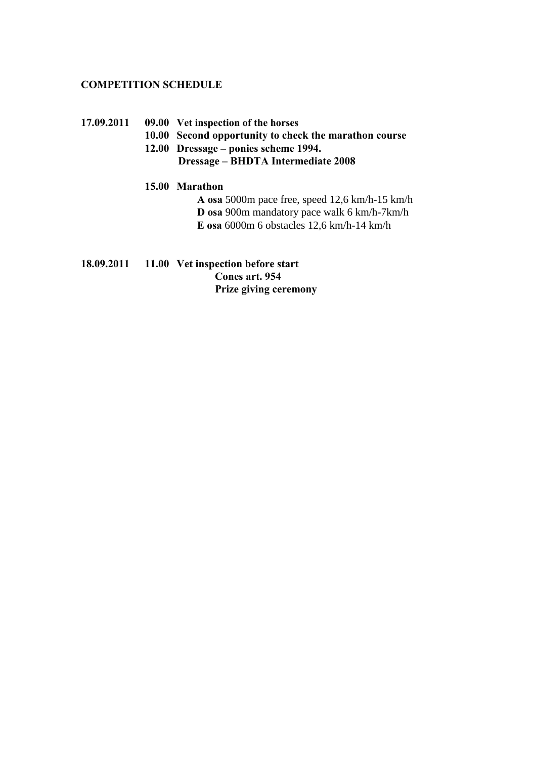**COMPETITION SCHEDULE**

**17.09.2011** **09.00 Vet inspection of the horses**

**10.00 Second opportunity to check the marathon course**

**12.00 Dressage – ponies scheme 1994.**

**Dressage – BHDTA Intermediate 2008**

**15.00 Marathon**

**A osa** 5000m pace free, speed 12,6 km/h-15 km/h

**D osa** 900m mandatory pace walk 6 km/h-7km/h

**E osa** 6000m 6 obstacles 12,6 km/h-14 km/h

**18.09.2011** **11.00 Vet inspection before start**

**Cones art. 954**

**Prize giving ceremony**